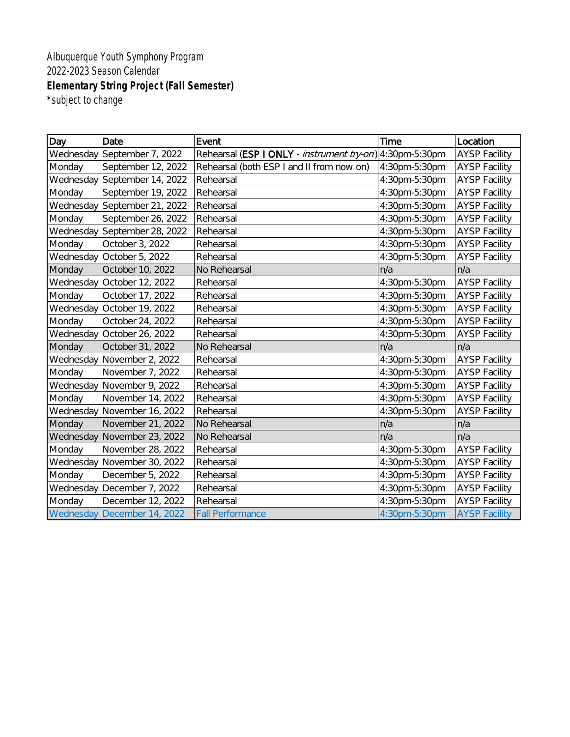Albuquerque Youth Symphony Program

2022-2023 Season Calendar

**Elementary String Project (Fall Semester)**

*subject to change

| Day | Date | Event | Time | Location |
|---|---|---|---|---|
| Wednesday | September 7, 2022 | Rehearsal (**ESP I ONLY** - *instrument try-on*) | 4:30pm-5:30pm | AYSP Facility |
| Monday | September 12, 2022 | Rehearsal (both ESP I and II from now on) | 4:30pm-5:30pm | AYSP Facility |
| Wednesday | September 14, 2022 | Rehearsal | 4:30pm-5:30pm | AYSP Facility |
| Monday | September 19, 2022 | Rehearsal | 4:30pm-5:30pm | AYSP Facility |
| Wednesday | September 21, 2022 | Rehearsal | 4:30pm-5:30pm | AYSP Facility |
| Monday | September 26, 2022 | Rehearsal | 4:30pm-5:30pm | AYSP Facility |
| Wednesday | September 28, 2022 | Rehearsal | 4:30pm-5:30pm | AYSP Facility |
| Monday | October 3, 2022 | Rehearsal | 4:30pm-5:30pm | AYSP Facility |
| Wednesday | October 5, 2022 | Rehearsal | 4:30pm-5:30pm | AYSP Facility |
| Monday | October 10, 2022 | No Rehearsal | n/a | n/a |
| Wednesday | October 12, 2022 | Rehearsal | 4:30pm-5:30pm | AYSP Facility |
| Monday | October 17, 2022 | Rehearsal | 4:30pm-5:30pm | AYSP Facility |
| Wednesday | October 19, 2022 | Rehearsal | 4:30pm-5:30pm | AYSP Facility |
| Monday | October 24, 2022 | Rehearsal | 4:30pm-5:30pm | AYSP Facility |
| Wednesday | October 26, 2022 | Rehearsal | 4:30pm-5:30pm | AYSP Facility |
| Monday | October 31, 2022 | No Rehearsal | n/a | n/a |
| Wednesday | November 2, 2022 | Rehearsal | 4:30pm-5:30pm | AYSP Facility |
| Monday | November 7, 2022 | Rehearsal | 4:30pm-5:30pm | AYSP Facility |
| Wednesday | November 9, 2022 | Rehearsal | 4:30pm-5:30pm | AYSP Facility |
| Monday | November 14, 2022 | Rehearsal | 4:30pm-5:30pm | AYSP Facility |
| Wednesday | November 16, 2022 | Rehearsal | 4:30pm-5:30pm | AYSP Facility |
| Monday | November 21, 2022 | No Rehearsal | n/a | n/a |
| Wednesday | November 23, 2022 | No Rehearsal | n/a | n/a |
| Monday | November 28, 2022 | Rehearsal | 4:30pm-5:30pm | AYSP Facility |
| Wednesday | November 30, 2022 | Rehearsal | 4:30pm-5:30pm | AYSP Facility |
| Monday | December 5, 2022 | Rehearsal | 4:30pm-5:30pm | AYSP Facility |
| Wednesday | December 7, 2022 | Rehearsal | 4:30pm-5:30pm | AYSP Facility |
| Monday | December 12, 2022 | Rehearsal | 4:30pm-5:30pm | AYSP Facility |
| Wednesday | December 14, 2022 | Fall Performance | 4:30pm-5:30pm | AYSP Facility |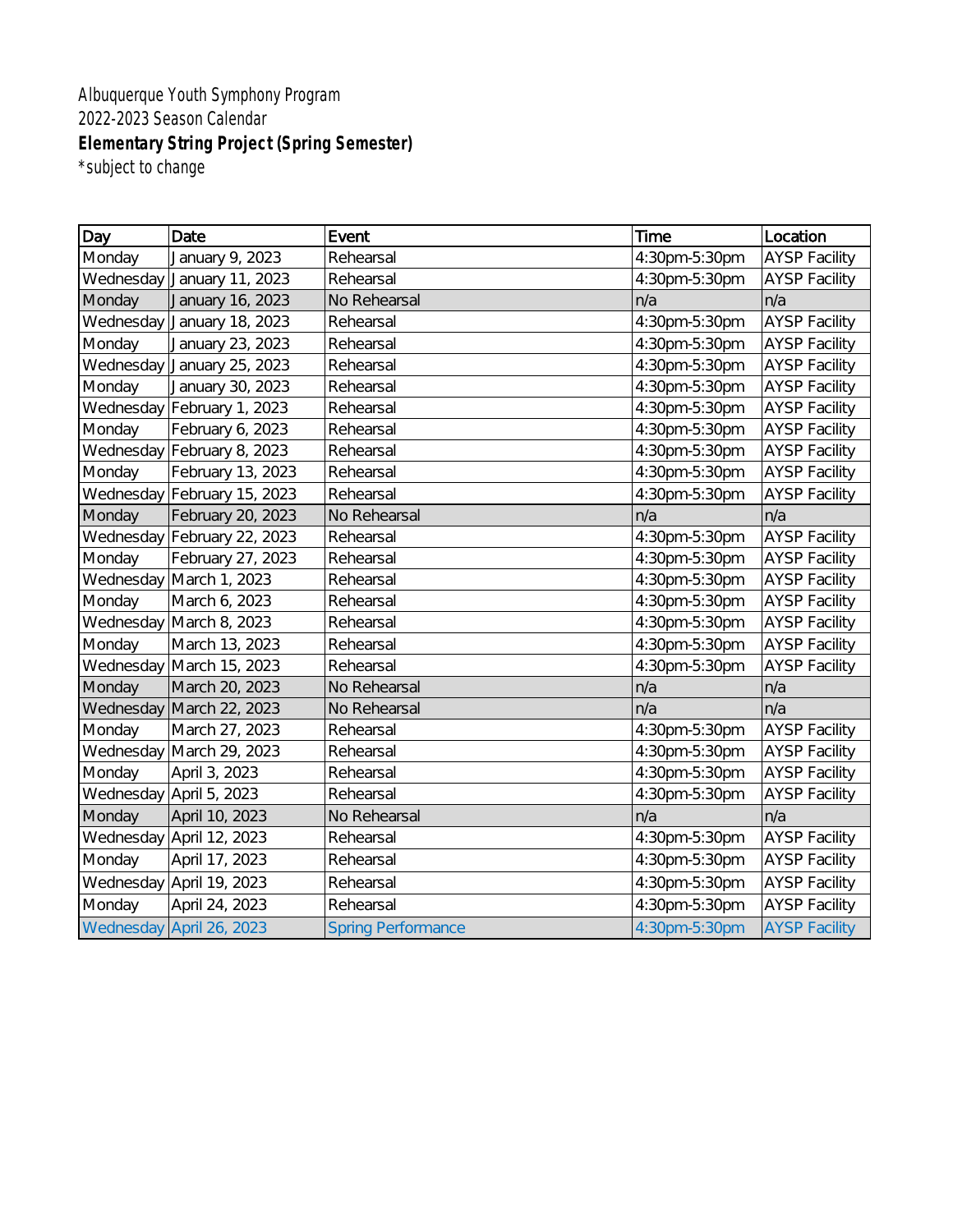Albuquerque Youth Symphony Program
2022-2023 Season Calendar
**Elementary String Project (Spring Semester)**
*subject to change

| Day | Date | Event | Time | Location |
|---|---|---|---|---|
| Monday | January 9, 2023 | Rehearsal | 4:30pm-5:30pm | AYSP Facility |
| Wednesday | January 11, 2023 | Rehearsal | 4:30pm-5:30pm | AYSP Facility |
| Monday | January 16, 2023 | No Rehearsal | n/a | n/a |
| Wednesday | January 18, 2023 | Rehearsal | 4:30pm-5:30pm | AYSP Facility |
| Monday | January 23, 2023 | Rehearsal | 4:30pm-5:30pm | AYSP Facility |
| Wednesday | January 25, 2023 | Rehearsal | 4:30pm-5:30pm | AYSP Facility |
| Monday | January 30, 2023 | Rehearsal | 4:30pm-5:30pm | AYSP Facility |
| Wednesday | February 1, 2023 | Rehearsal | 4:30pm-5:30pm | AYSP Facility |
| Monday | February 6, 2023 | Rehearsal | 4:30pm-5:30pm | AYSP Facility |
| Wednesday | February 8, 2023 | Rehearsal | 4:30pm-5:30pm | AYSP Facility |
| Monday | February 13, 2023 | Rehearsal | 4:30pm-5:30pm | AYSP Facility |
| Wednesday | February 15, 2023 | Rehearsal | 4:30pm-5:30pm | AYSP Facility |
| Monday | February 20, 2023 | No Rehearsal | n/a | n/a |
| Wednesday | February 22, 2023 | Rehearsal | 4:30pm-5:30pm | AYSP Facility |
| Monday | February 27, 2023 | Rehearsal | 4:30pm-5:30pm | AYSP Facility |
| Wednesday | March 1, 2023 | Rehearsal | 4:30pm-5:30pm | AYSP Facility |
| Monday | March 6, 2023 | Rehearsal | 4:30pm-5:30pm | AYSP Facility |
| Wednesday | March 8, 2023 | Rehearsal | 4:30pm-5:30pm | AYSP Facility |
| Monday | March 13, 2023 | Rehearsal | 4:30pm-5:30pm | AYSP Facility |
| Wednesday | March 15, 2023 | Rehearsal | 4:30pm-5:30pm | AYSP Facility |
| Monday | March 20, 2023 | No Rehearsal | n/a | n/a |
| Wednesday | March 22, 2023 | No Rehearsal | n/a | n/a |
| Monday | March 27, 2023 | Rehearsal | 4:30pm-5:30pm | AYSP Facility |
| Wednesday | March 29, 2023 | Rehearsal | 4:30pm-5:30pm | AYSP Facility |
| Monday | April 3, 2023 | Rehearsal | 4:30pm-5:30pm | AYSP Facility |
| Wednesday | April 5, 2023 | Rehearsal | 4:30pm-5:30pm | AYSP Facility |
| Monday | April 10, 2023 | No Rehearsal | n/a | n/a |
| Wednesday | April 12, 2023 | Rehearsal | 4:30pm-5:30pm | AYSP Facility |
| Monday | April 17, 2023 | Rehearsal | 4:30pm-5:30pm | AYSP Facility |
| Wednesday | April 19, 2023 | Rehearsal | 4:30pm-5:30pm | AYSP Facility |
| Monday | April 24, 2023 | Rehearsal | 4:30pm-5:30pm | AYSP Facility |
| Wednesday | April 26, 2023 | Spring Performance | 4:30pm-5:30pm | AYSP Facility |